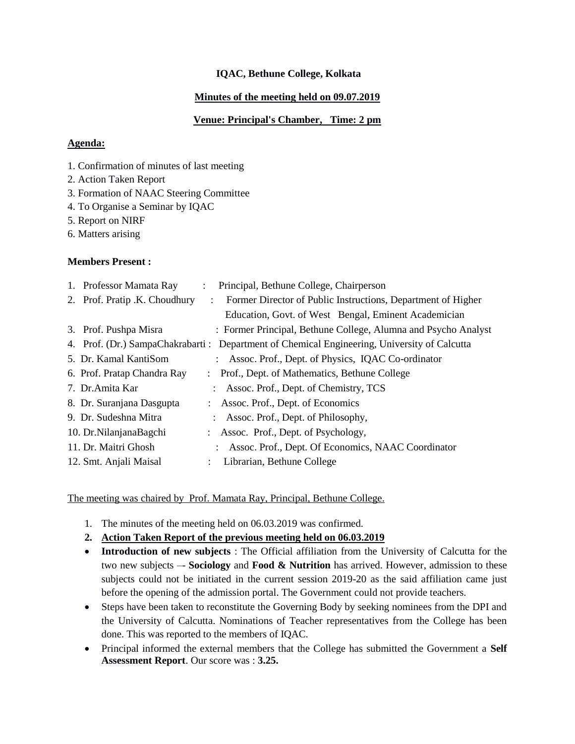**IQAC, Bethune College, Kolkata**

**Minutes of the meeting held on 09.07.2019**

**Venue: Principal's Chamber, Time: 2 pm**

**Agenda:**

1. Confirmation of minutes of last meeting
2. Action Taken Report
3. Formation of NAAC Steering Committee
4. To Organise a Seminar by IQAC
5. Report on NIRF
6. Matters arising

**Members Present :**

1. Professor Mamata Ray : Principal, Bethune College, Chairperson
2. Prof. Pratip .K. Choudhury : Former Director of Public Instructions, Department of Higher Education, Govt. of West Bengal, Eminent Academician
3. Prof. Pushpa Misra : Former Principal, Bethune College, Alumna and Psycho Analyst
4. Prof. (Dr.) SampaChakrabarti : Department of Chemical Engineering, University of Calcutta
5. Dr. Kamal KantiSom : Assoc. Prof., Dept. of Physics, IQAC Co-ordinator
6. Prof. Pratap Chandra Ray : Prof., Dept. of Mathematics, Bethune College
7. Dr.Amita Kar : Assoc. Prof., Dept. of Chemistry, TCS
8. Dr. Suranjana Dasgupta : Assoc. Prof., Dept. of Economics
9. Dr. Sudeshna Mitra : Assoc. Prof., Dept. of Philosophy,
10. Dr.NilanjanaBagchi : Assoc. Prof., Dept. of Psychology,
11. Dr. Maitri Ghosh : Assoc. Prof., Dept. Of Economics, NAAC Coordinator
12. Smt. Anjali Maisal : Librarian, Bethune College

The meeting was chaired by Prof. Mamata Ray, Principal, Bethune College.

1. The minutes of the meeting held on 06.03.2019 was confirmed.
2. **Action Taken Report of the previous meeting held on 06.03.2019**

- **Introduction of new subjects** : The Official affiliation from the University of Calcutta for the two new subjects –- **Sociology** and **Food & Nutrition** has arrived. However, admission to these subjects could not be initiated in the current session 2019-20 as the said affiliation came just before the opening of the admission portal. The Government could not provide teachers.
- Steps have been taken to reconstitute the Governing Body by seeking nominees from the DPI and the University of Calcutta. Nominations of Teacher representatives from the College has been done. This was reported to the members of IQAC.
- Principal informed the external members that the College has submitted the Government a **Self Assessment Report**. Our score was : **3.25.**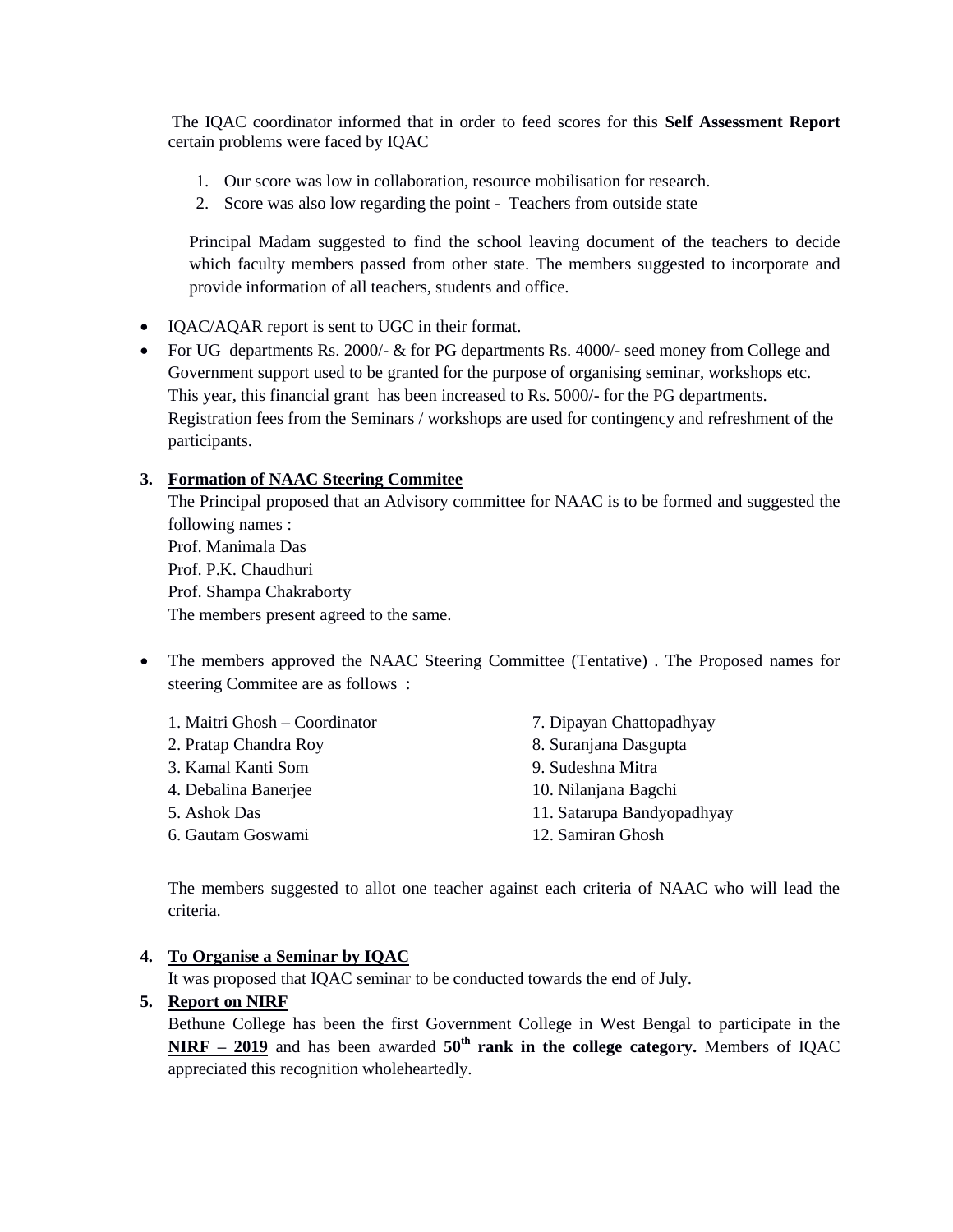The IQAC coordinator informed that in order to feed scores for this **Self Assessment Report** certain problems were faced by IQAC

1. Our score was low in collaboration, resource mobilisation for research.
2. Score was also low regarding the point - Teachers from outside state

Principal Madam suggested to find the school leaving document of the teachers to decide which faculty members passed from other state. The members suggested to incorporate and provide information of all teachers, students and office.

- IQAC/AQAR report is sent to UGC in their format.
- For UG departments Rs. 2000/- & for PG departments Rs. 4000/- seed money from College and Government support used to be granted for the purpose of organising seminar, workshops etc. This year, this financial grant has been increased to Rs. 5000/- for the PG departments. Registration fees from the Seminars / workshops are used for contingency and refreshment of the participants.

**3. <u>Formation of NAAC Steering Commitee</u>**

The Principal proposed that an Advisory committee for NAAC is to be formed and suggested the following names :
Prof. Manimala Das
Prof. P.K. Chaudhuri
Prof. Shampa Chakraborty
The members present agreed to the same.

- The members approved the NAAC Steering Committee (Tentative) . The Proposed names for steering Commitee are as follows :

1. Maitri Ghosh – Coordinator
2. Pratap Chandra Roy
3. Kamal Kanti Som
4. Debalina Banerjee
5. Ashok Das
6. Gautam Goswami
7. Dipayan Chattopadhyay
8. Suranjana Dasgupta
9. Sudeshna Mitra
10. Nilanjana Bagchi
11. Satarupa Bandyopadhyay
12. Samiran Ghosh

The members suggested to allot one teacher against each criteria of NAAC who will lead the criteria.

**4. <u>To Organise a Seminar by IQAC</u>**

It was proposed that IQAC seminar to be conducted towards the end of July.

**5. <u>Report on NIRF</u>**

Bethune College has been the first Government College in West Bengal to participate in the **<u>NIRF – 2019</u>** and has been awarded **50th rank in the college category.** Members of IQAC appreciated this recognition wholeheartedly.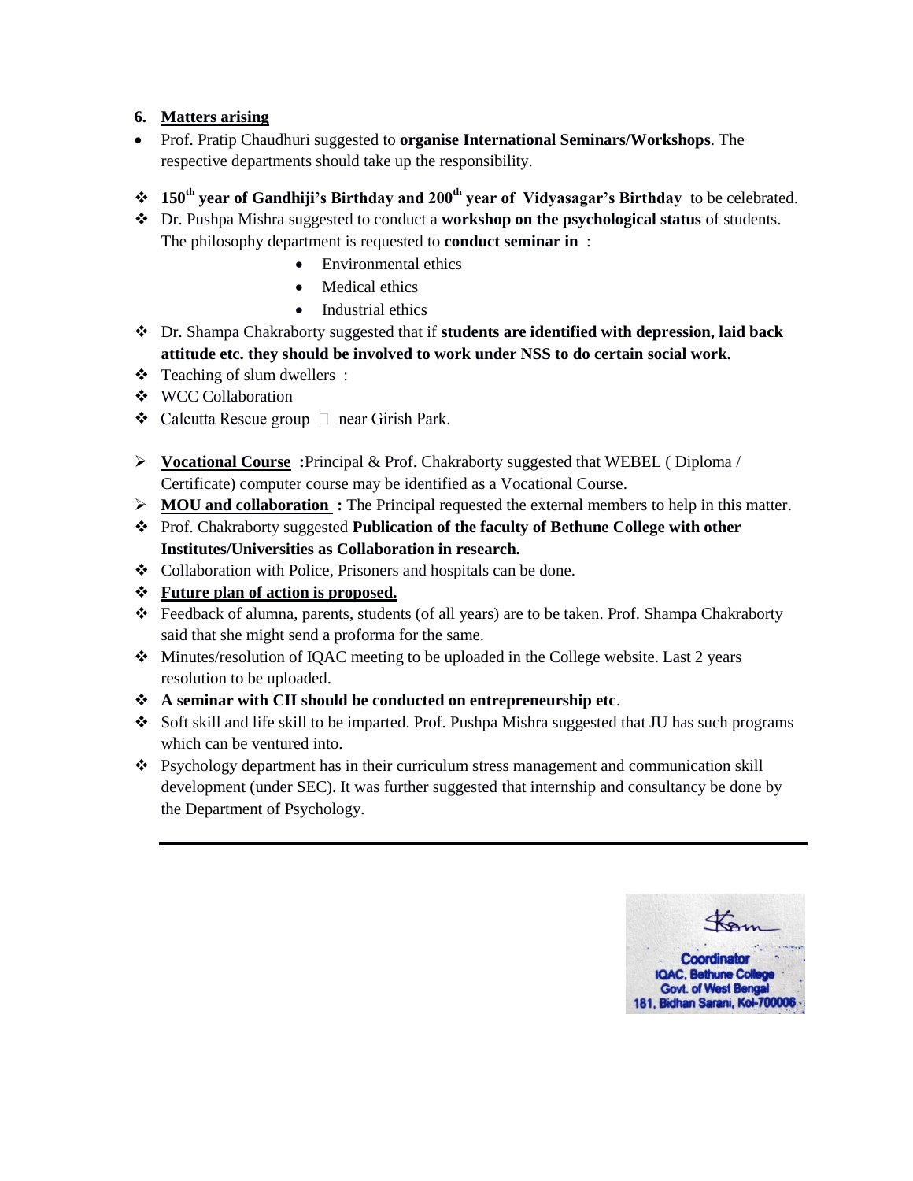6. **Matters arising**

- Prof. Pratip Chaudhuri suggested to **organise International Seminars/Workshops**. The respective departments should take up the responsibility.

- **150th year of Gandhiji's Birthday and 200th year of Vidyasagar's Birthday** to be celebrated.
- Dr. Pushpa Mishra suggested to conduct a **workshop on the psychological status** of students. The philosophy department is requested to **conduct seminar in** :
  - Environmental ethics
  - Medical ethics
  - Industrial ethics
- Dr. Shampa Chakraborty suggested that if **students are identified with depression, laid back attitude etc. they should be involved to work under NSS to do certain social work.**
- Teaching of slum dwellers :
- WCC Collaboration
- Calcutta Rescue group  near Girish Park.

- **Vocational Course :**Principal & Prof. Chakraborty suggested that WEBEL ( Diploma / Certificate) computer course may be identified as a Vocational Course.
- **MOU and collaboration :** The Principal requested the external members to help in this matter.
- Prof. Chakraborty suggested **Publication of the faculty of Bethune College with other Institutes/Universities as Collaboration in research.**
- Collaboration with Police, Prisoners and hospitals can be done.
- **Future plan of action is proposed.**
- Feedback of alumna, parents, students (of all years) are to be taken. Prof. Shampa Chakraborty said that she might send a proforma for the same.
- Minutes/resolution of IQAC meeting to be uploaded in the College website. Last 2 years resolution to be uploaded.
- **A seminar with CII should be conducted on entrepreneurship etc**.
- Soft skill and life skill to be imparted. Prof. Pushpa Mishra suggested that JU has such programs which can be ventured into.
- Psychology department has in their curriculum stress management and communication skill development (under SEC). It was further suggested that internship and consultancy be done by the Department of Psychology.

---

Coordinator
IQAC, Bethune College
Govt. of West Bengal
181, Bidhan Sarani, Kol-700006